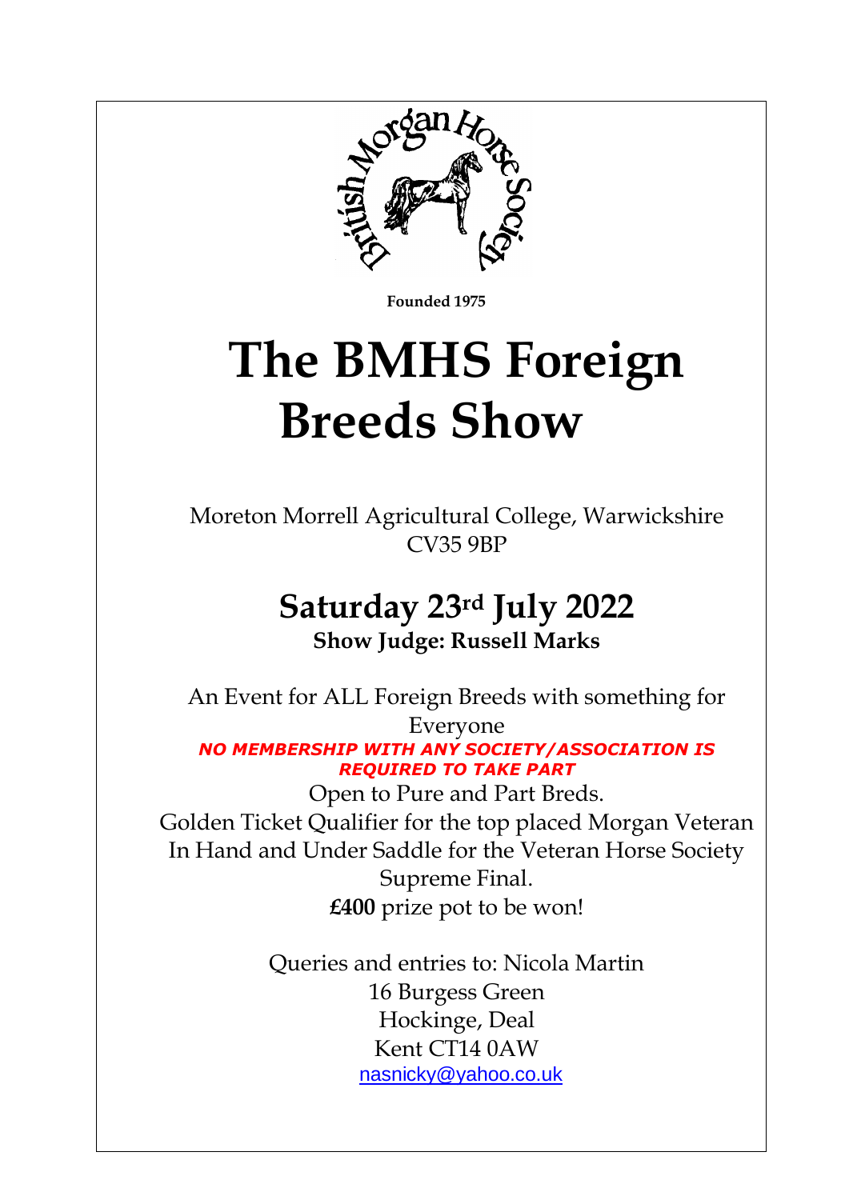British Morgan Horse Society

**Founded 1975**

# The BMHS Foreign Breeds Show

Moreton Morrell Agricultural College, Warwickshire CV35 9BP

## Saturday 23rd July 2022

**Show Judge: Russell Marks**

An Event for ALL Foreign Breeds with something for Everyone

***NO MEMBERSHIP WITH ANY SOCIETY/ASSOCIATION IS REQUIRED TO TAKE PART***

Open to Pure and Part Breds.

Golden Ticket Qualifier for the top placed Morgan Veteran In Hand and Under Saddle for the Veteran Horse Society Supreme Final.

**£400** prize pot to be won!

Queries and entries to: Nicola Martin
16 Burgess Green
Hockinge, Deal
Kent CT14 0AW
nasnicky@yahoo.co.uk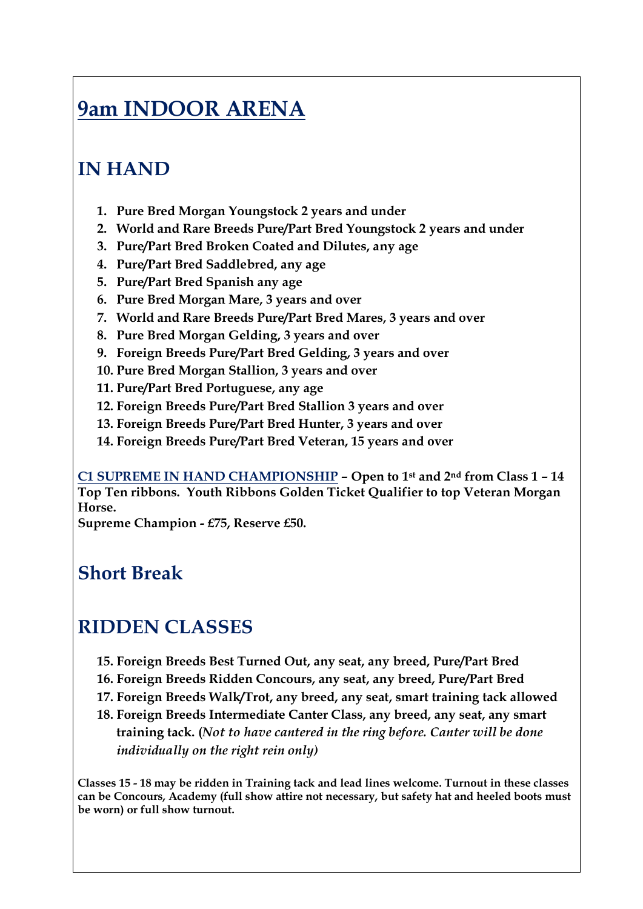# 9am INDOOR ARENA

## IN HAND

1. **Pure Bred Morgan Youngstock 2 years and under**
2. **World and Rare Breeds Pure/Part Bred Youngstock 2 years and under**
3. **Pure/Part Bred Broken Coated and Dilutes, any age**
4. **Pure/Part Bred Saddlebred, any age**
5. **Pure/Part Bred Spanish any age**
6. **Pure Bred Morgan Mare, 3 years and over**
7. **World and Rare Breeds Pure/Part Bred Mares, 3 years and over**
8. **Pure Bred Morgan Gelding, 3 years and over**
9. **Foreign Breeds Pure/Part Bred Gelding, 3 years and over**
10. **Pure Bred Morgan Stallion, 3 years and over**
11. **Pure/Part Bred Portuguese, any age**
12. **Foreign Breeds Pure/Part Bred Stallion 3 years and over**
13. **Foreign Breeds Pure/Part Bred Hunter, 3 years and over**
14. **Foreign Breeds Pure/Part Bred Veteran, 15 years and over**

**C1 SUPREME IN HAND CHAMPIONSHIP – Open to 1st and 2nd from Class 1 – 14**
**Top Ten ribbons. Youth Ribbons Golden Ticket Qualifier to top Veteran Morgan Horse.**
**Supreme Champion - £75, Reserve £50.**

## Short Break

## RIDDEN CLASSES

15. **Foreign Breeds Best Turned Out, any seat, any breed, Pure/Part Bred**
16. **Foreign Breeds Ridden Concours, any seat, any breed, Pure/Part Bred**
17. **Foreign Breeds Walk/Trot, any breed, any seat, smart training tack allowed**
18. **Foreign Breeds Intermediate Canter Class, any breed, any seat, any smart training tack. (*Not to have cantered in the ring before. Canter will be done individually on the right rein only)***

**Classes 15 - 18 may be ridden in Training tack and lead lines welcome. Turnout in these classes can be Concours, Academy (full show attire not necessary, but safety hat and heeled boots must be worn) or full show turnout.**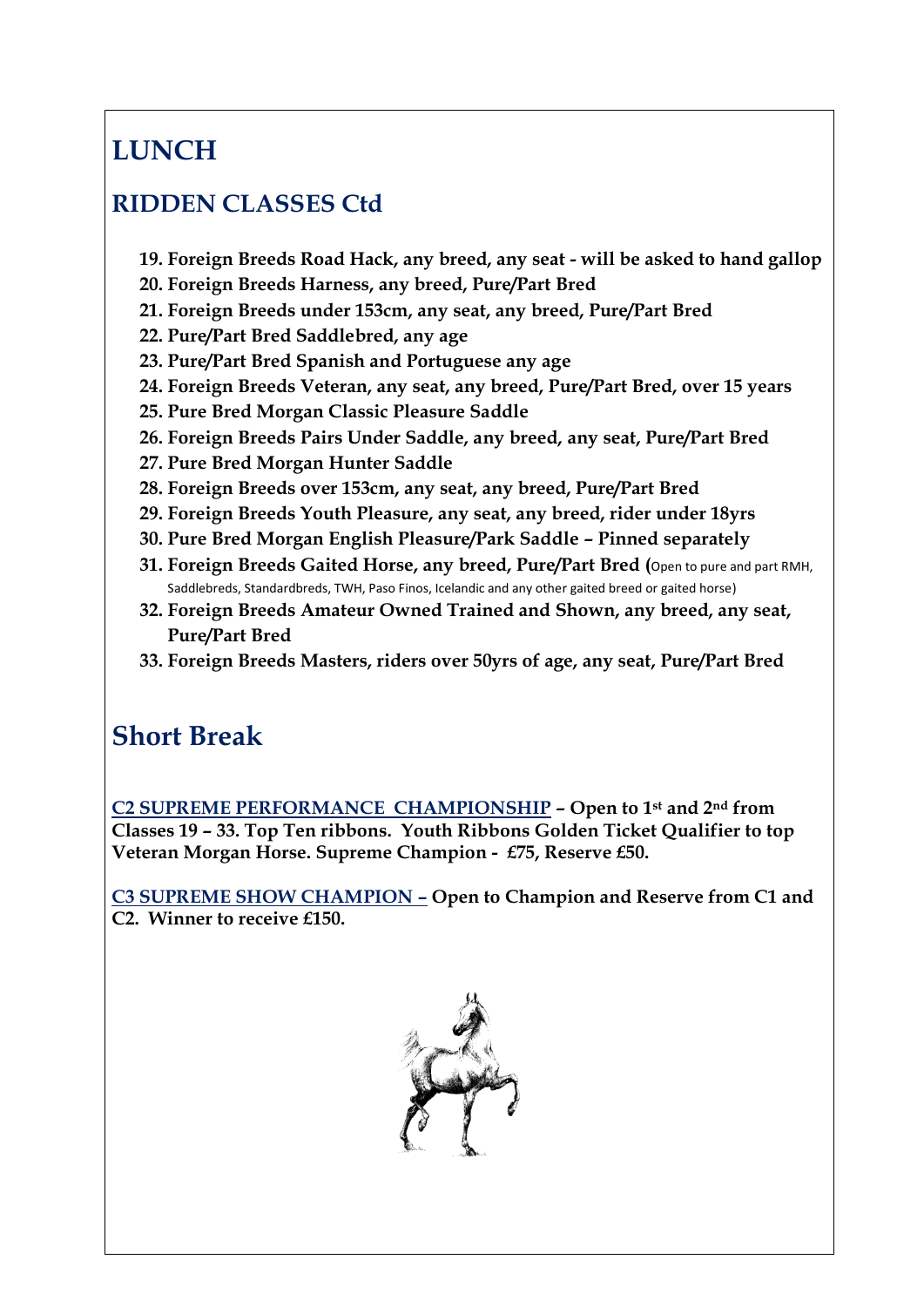# LUNCH

## RIDDEN CLASSES Ctd

19. **Foreign Breeds Road Hack, any breed, any seat - will be asked to hand gallop**
20. **Foreign Breeds Harness, any breed, Pure/Part Bred**
21. **Foreign Breeds under 153cm, any seat, any breed, Pure/Part Bred**
22. **Pure/Part Bred Saddlebred, any age**
23. **Pure/Part Bred Spanish and Portuguese any age**
24. **Foreign Breeds Veteran, any seat, any breed, Pure/Part Bred, over 15 years**
25. **Pure Bred Morgan Classic Pleasure Saddle**
26. **Foreign Breeds Pairs Under Saddle, any breed, any seat, Pure/Part Bred**
27. **Pure Bred Morgan Hunter Saddle**
28. **Foreign Breeds over 153cm, any seat, any breed, Pure/Part Bred**
29. **Foreign Breeds Youth Pleasure, any seat, any breed, rider under 18yrs**
30. **Pure Bred Morgan English Pleasure/Park Saddle – Pinned separately**
31. **Foreign Breeds Gaited Horse, any breed, Pure/Part Bred (**Open to pure and part RMH, Saddlebreds, Standardbreds, TWH, Paso Finos, Icelandic and any other gaited breed or gaited horse)
32. **Foreign Breeds Amateur Owned Trained and Shown, any breed, any seat, Pure/Part Bred**
33. **Foreign Breeds Masters, riders over 50yrs of age, any seat, Pure/Part Bred**

# Short Break

**C2 SUPREME PERFORMANCE CHAMPIONSHIP – Open to 1st and 2nd from Classes 19 – 33. Top Ten ribbons. Youth Ribbons Golden Ticket Qualifier to top Veteran Morgan Horse. Supreme Champion - £75, Reserve £50.**

**C3 SUPREME SHOW CHAMPION – Open to Champion and Reserve from C1 and C2. Winner to receive £150.**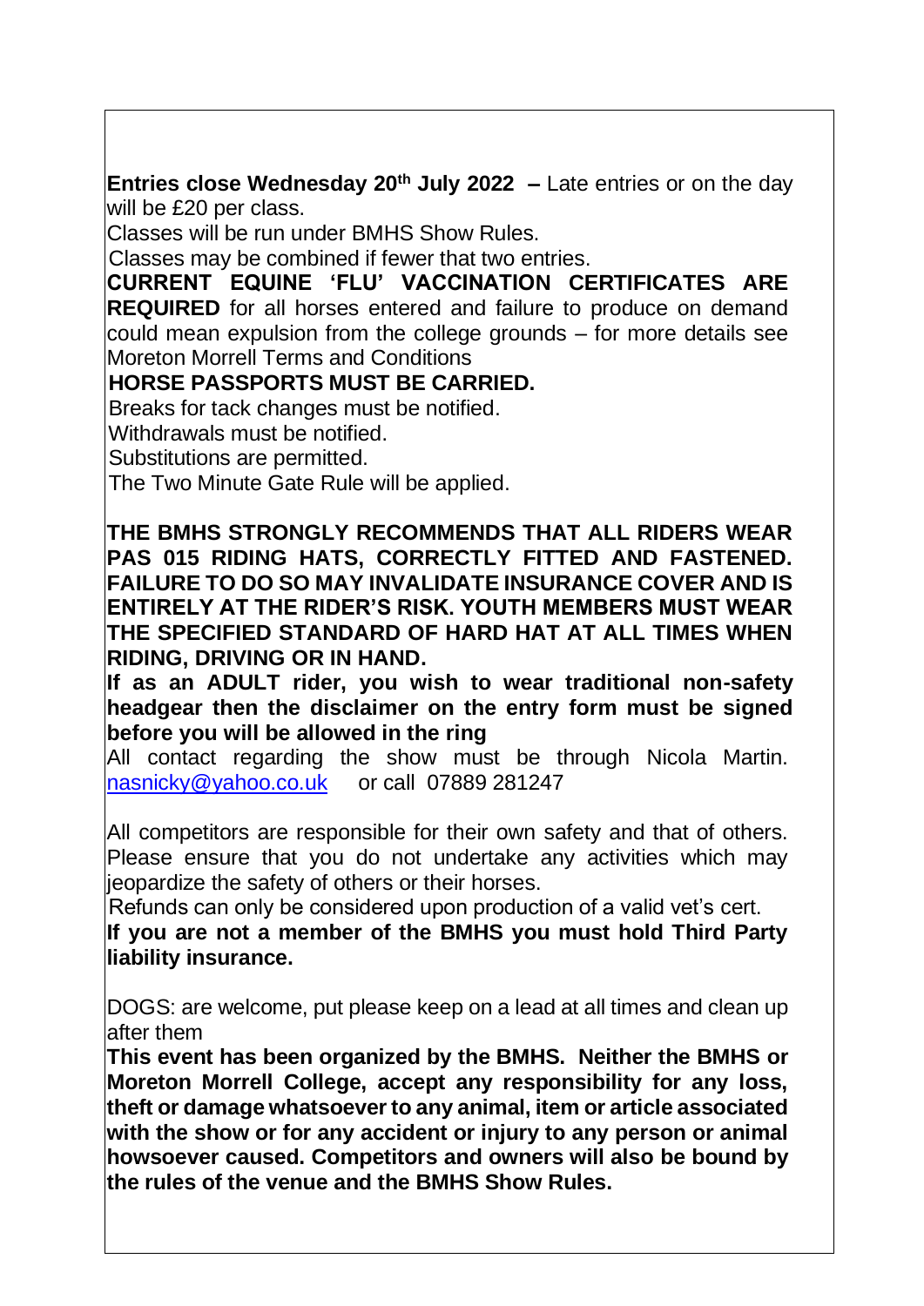**Entries close Wednesday 20th July 2022 –** Late entries or on the day will be £20 per class.

Classes will be run under BMHS Show Rules.

Classes may be combined if fewer that two entries.

**CURRENT EQUINE 'FLU' VACCINATION CERTIFICATES ARE REQUIRED** for all horses entered and failure to produce on demand could mean expulsion from the college grounds – for more details see Moreton Morrell Terms and Conditions

**HORSE PASSPORTS MUST BE CARRIED.**

Breaks for tack changes must be notified.

Withdrawals must be notified.

Substitutions are permitted.

The Two Minute Gate Rule will be applied.

**THE BMHS STRONGLY RECOMMENDS THAT ALL RIDERS WEAR PAS 015 RIDING HATS, CORRECTLY FITTED AND FASTENED. FAILURE TO DO SO MAY INVALIDATE INSURANCE COVER AND IS ENTIRELY AT THE RIDER'S RISK. YOUTH MEMBERS MUST WEAR THE SPECIFIED STANDARD OF HARD HAT AT ALL TIMES WHEN RIDING, DRIVING OR IN HAND.**

**If as an ADULT rider, you wish to wear traditional non-safety headgear then the disclaimer on the entry form must be signed before you will be allowed in the ring**

All contact regarding the show must be through Nicola Martin. nasnicky@yahoo.co.uk or call 07889 281247

All competitors are responsible for their own safety and that of others. Please ensure that you do not undertake any activities which may jeopardize the safety of others or their horses.

Refunds can only be considered upon production of a valid vet's cert.

**If you are not a member of the BMHS you must hold Third Party liability insurance.**

DOGS: are welcome, put please keep on a lead at all times and clean up after them

**This event has been organized by the BMHS. Neither the BMHS or Moreton Morrell College, accept any responsibility for any loss, theft or damage whatsoever to any animal, item or article associated with the show or for any accident or injury to any person or animal howsoever caused. Competitors and owners will also be bound by the rules of the venue and the BMHS Show Rules.**